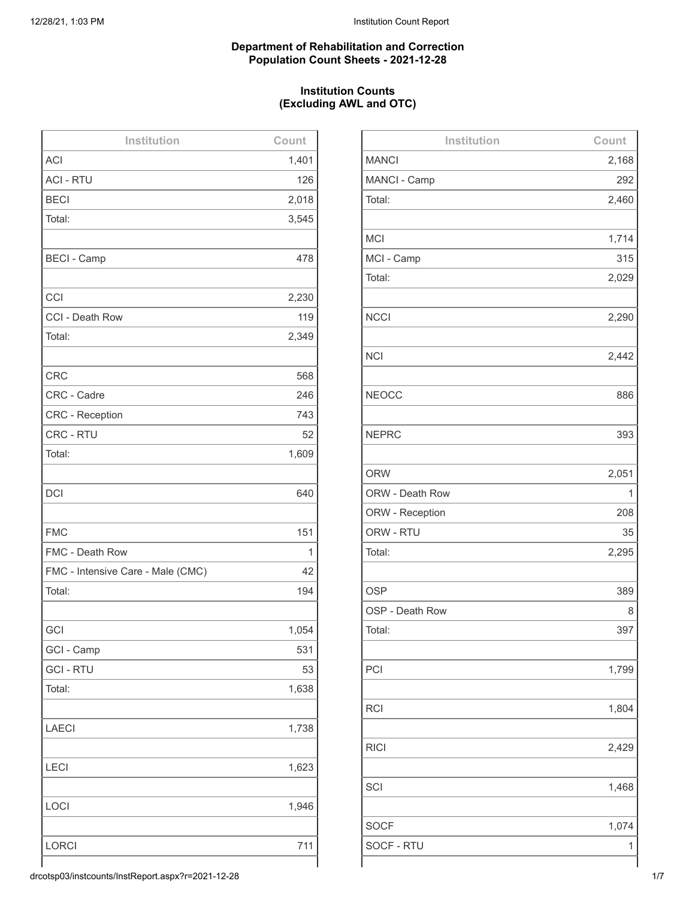**Department of Rehabilitation and Correction**
**Population Count Sheets - 2021-12-28**

**Institution Counts**
**(Excluding AWL and OTC)**

| Institution | Count |
|---|---|
| ACI | 1,401 |
| ACI - RTU | 126 |
| BECI | 2,018 |
| Total: | 3,545 |
| | |
| BECI - Camp | 478 |
| | |
| CCI | 2,230 |
| CCI - Death Row | 119 |
| Total: | 2,349 |
| | |
| CRC | 568 |
| CRC - Cadre | 246 |
| CRC - Reception | 743 |
| CRC - RTU | 52 |
| Total: | 1,609 |
| | |
| DCI | 640 |
| | |
| FMC | 151 |
| FMC - Death Row | 1 |
| FMC - Intensive Care - Male (CMC) | 42 |
| Total: | 194 |
| | |
| GCI | 1,054 |
| GCI - Camp | 531 |
| GCI - RTU | 53 |
| Total: | 1,638 |
| | |
| LAECI | 1,738 |
| | |
| LECI | 1,623 |
| | |
| LOCI | 1,946 |
| | |
| LORCI | 711 |

| Institution | Count |
|---|---|
| MANCI | 2,168 |
| MANCI - Camp | 292 |
| Total: | 2,460 |
| | |
| MCI | 1,714 |
| MCI - Camp | 315 |
| Total: | 2,029 |
| | |
| NCCI | 2,290 |
| | |
| NCI | 2,442 |
| | |
| NEOCC | 886 |
| | |
| NEPRC | 393 |
| | |
| ORW | 2,051 |
| ORW - Death Row | 1 |
| ORW - Reception | 208 |
| ORW - RTU | 35 |
| Total: | 2,295 |
| | |
| OSP | 389 |
| OSP - Death Row | 8 |
| Total: | 397 |
| | |
| PCI | 1,799 |
| | |
| RCI | 1,804 |
| | |
| RICI | 2,429 |
| | |
| SCI | 1,468 |
| | |
| SOCF | 1,074 |
| SOCF - RTU | 1 |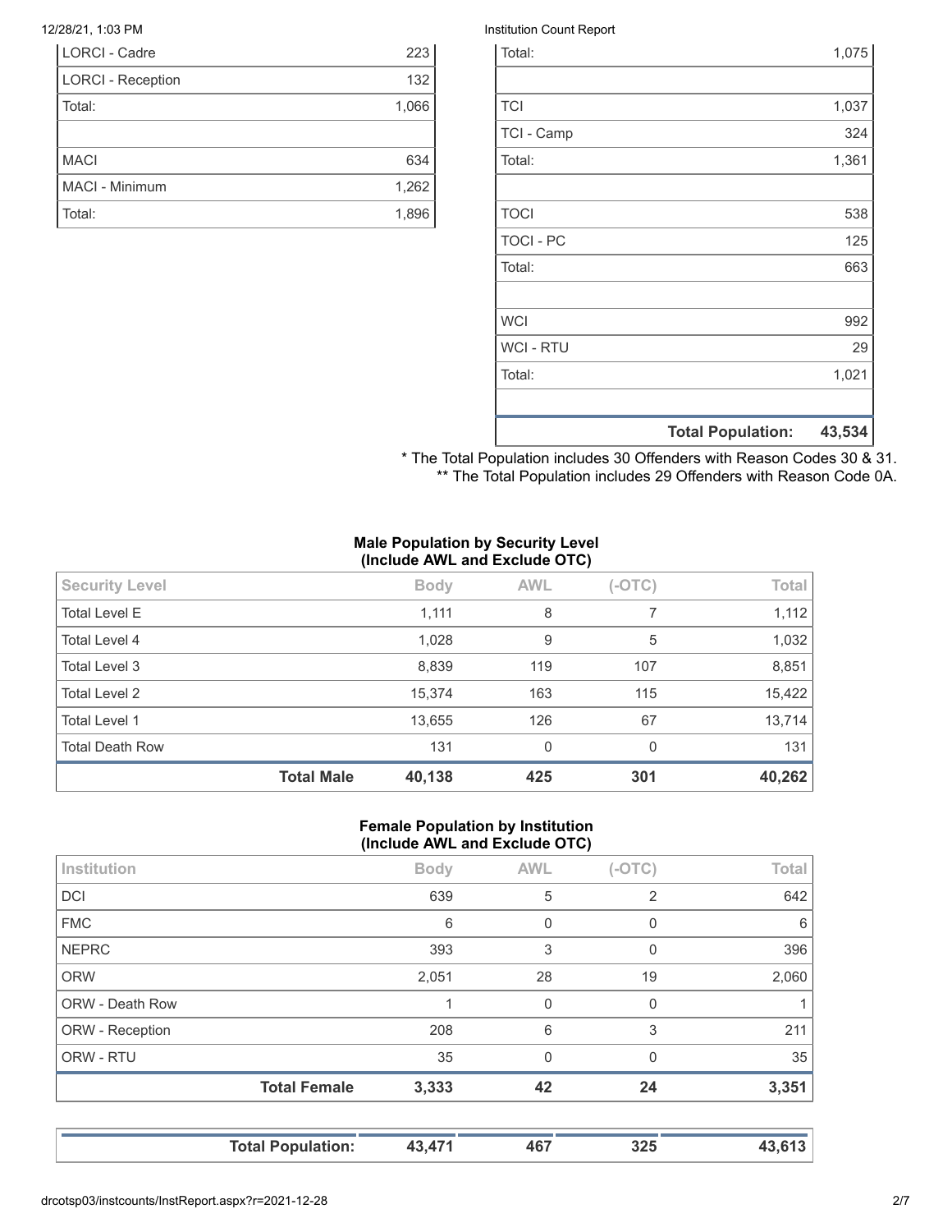| | |
|---|---|
| LORCI - Cadre | 223 |
| LORCI - Reception | 132 |
| Total: | 1,066 |
| | |
| MACI | 634 |
| MACI - Minimum | 1,262 |
| Total: | 1,896 |

| | |
|---|---|
| Total: | 1,075 |
| | |
| TCI | 1,037 |
| TCI - Camp | 324 |
| Total: | 1,361 |
| | |
| TOCI | 538 |
| TOCI - PC | 125 |
| Total: | 663 |
| | |
| WCI | 992 |
| WCI - RTU | 29 |
| Total: | 1,021 |
| | |
| **Total Population:** | **43,534** |

\* The Total Population includes 30 Offenders with Reason Codes 30 & 31.
\*\* The Total Population includes 29 Offenders with Reason Code 0A.

**Male Population by Security Level (Include AWL and Exclude OTC)**

| Security Level | Body | AWL | (-OTC) | Total |
|---|---|---|---|---|
| Total Level E | 1,111 | 8 | 7 | 1,112 |
| Total Level 4 | 1,028 | 9 | 5 | 1,032 |
| Total Level 3 | 8,839 | 119 | 107 | 8,851 |
| Total Level 2 | 15,374 | 163 | 115 | 15,422 |
| Total Level 1 | 13,655 | 126 | 67 | 13,714 |
| Total Death Row | 131 | 0 | 0 | 131 |
| **Total Male** | **40,138** | **425** | **301** | **40,262** |

**Female Population by Institution (Include AWL and Exclude OTC)**

| Institution | Body | AWL | (-OTC) | Total |
|---|---|---|---|---|
| DCI | 639 | 5 | 2 | 642 |
| FMC | 6 | 0 | 0 | 6 |
| NEPRC | 393 | 3 | 0 | 396 |
| ORW | 2,051 | 28 | 19 | 2,060 |
| ORW - Death Row | 1 | 0 | 0 | 1 |
| ORW - Reception | 208 | 6 | 3 | 211 |
| ORW - RTU | 35 | 0 | 0 | 35 |
| **Total Female** | **3,333** | **42** | **24** | **3,351** |

| | | | | |
|---|---|---|---|---|
| **Total Population:** | **43,471** | **467** | **325** | **43,613** |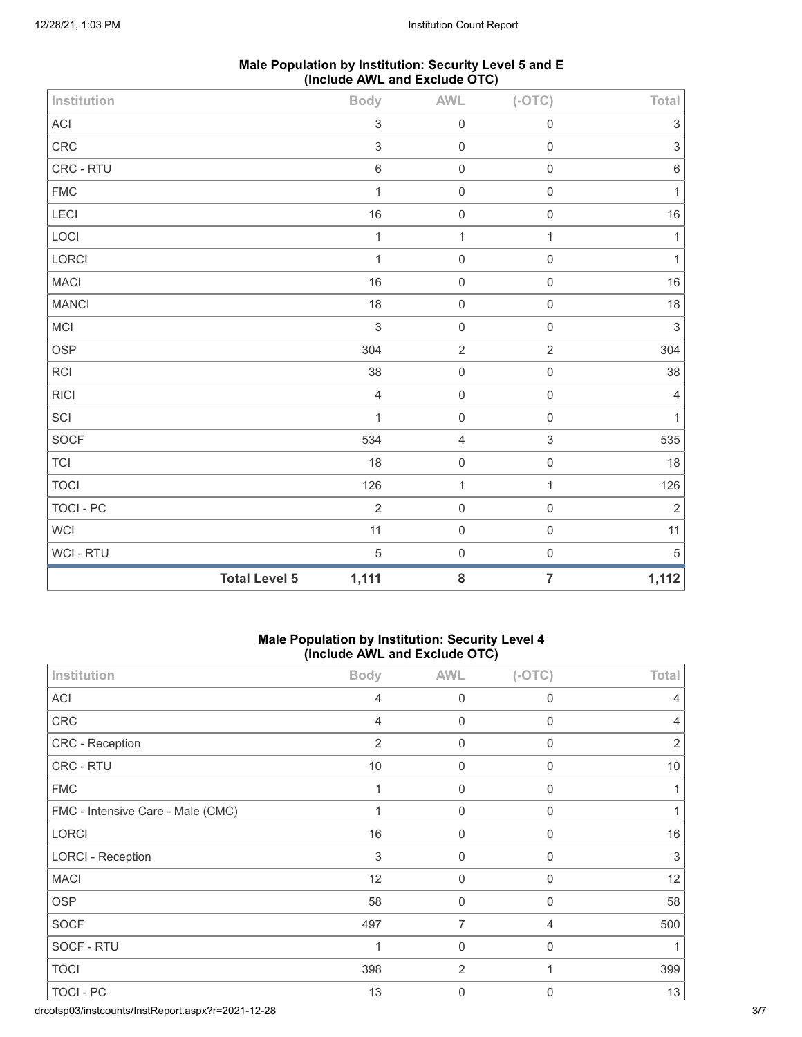**Male Population by Institution: Security Level 5 and E (Include AWL and Exclude OTC)**

| Institution | Body | AWL | (-OTC) | Total |
|---|---|---|---|---|
| ACI | 3 | 0 | 0 | 3 |
| CRC | 3 | 0 | 0 | 3 |
| CRC - RTU | 6 | 0 | 0 | 6 |
| FMC | 1 | 0 | 0 | 1 |
| LECI | 16 | 0 | 0 | 16 |
| LOCI | 1 | 1 | 1 | 1 |
| LORCI | 1 | 0 | 0 | 1 |
| MACI | 16 | 0 | 0 | 16 |
| MANCI | 18 | 0 | 0 | 18 |
| MCI | 3 | 0 | 0 | 3 |
| OSP | 304 | 2 | 2 | 304 |
| RCI | 38 | 0 | 0 | 38 |
| RICI | 4 | 0 | 0 | 4 |
| SCI | 1 | 0 | 0 | 1 |
| SOCF | 534 | 4 | 3 | 535 |
| TCI | 18 | 0 | 0 | 18 |
| TOCI | 126 | 1 | 1 | 126 |
| TOCI - PC | 2 | 0 | 0 | 2 |
| WCI | 11 | 0 | 0 | 11 |
| WCI - RTU | 5 | 0 | 0 | 5 |
| **Total Level 5** | **1,111** | **8** | **7** | **1,112** |

**Male Population by Institution: Security Level 4 (Include AWL and Exclude OTC)**

| Institution | Body | AWL | (-OTC) | Total |
|---|---|---|---|---|
| ACI | 4 | 0 | 0 | 4 |
| CRC | 4 | 0 | 0 | 4 |
| CRC - Reception | 2 | 0 | 0 | 2 |
| CRC - RTU | 10 | 0 | 0 | 10 |
| FMC | 1 | 0 | 0 | 1 |
| FMC - Intensive Care - Male (CMC) | 1 | 0 | 0 | 1 |
| LORCI | 16 | 0 | 0 | 16 |
| LORCI - Reception | 3 | 0 | 0 | 3 |
| MACI | 12 | 0 | 0 | 12 |
| OSP | 58 | 0 | 0 | 58 |
| SOCF | 497 | 7 | 4 | 500 |
| SOCF - RTU | 1 | 0 | 0 | 1 |
| TOCI | 398 | 2 | 1 | 399 |
| TOCI - PC | 13 | 0 | 0 | 13 |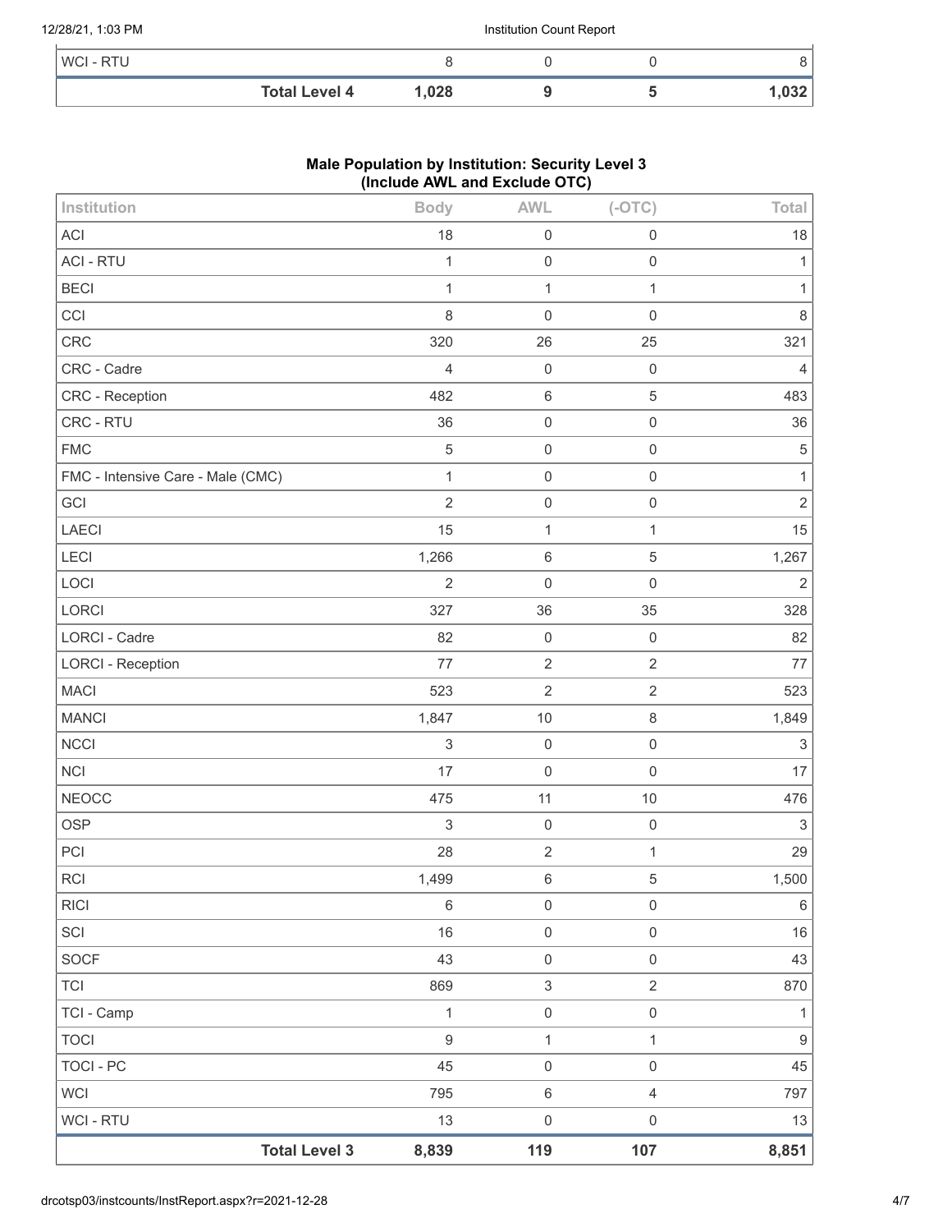| WCI - RTU | 8 | 0 | 0 | 8 |
|---|---|---|---|---|
| **Total Level 4** | **1,028** | **9** | **5** | **1,032** |

### Male Population by Institution: Security Level 3 (Include AWL and Exclude OTC)

| Institution | Body | AWL | (-OTC) | Total |
|---|---|---|---|---|
| ACI | 18 | 0 | 0 | 18 |
| ACI - RTU | 1 | 0 | 0 | 1 |
| BECI | 1 | 1 | 1 | 1 |
| CCI | 8 | 0 | 0 | 8 |
| CRC | 320 | 26 | 25 | 321 |
| CRC - Cadre | 4 | 0 | 0 | 4 |
| CRC - Reception | 482 | 6 | 5 | 483 |
| CRC - RTU | 36 | 0 | 0 | 36 |
| FMC | 5 | 0 | 0 | 5 |
| FMC - Intensive Care - Male (CMC) | 1 | 0 | 0 | 1 |
| GCI | 2 | 0 | 0 | 2 |
| LAECI | 15 | 1 | 1 | 15 |
| LECI | 1,266 | 6 | 5 | 1,267 |
| LOCI | 2 | 0 | 0 | 2 |
| LORCI | 327 | 36 | 35 | 328 |
| LORCI - Cadre | 82 | 0 | 0 | 82 |
| LORCI - Reception | 77 | 2 | 2 | 77 |
| MACI | 523 | 2 | 2 | 523 |
| MANCI | 1,847 | 10 | 8 | 1,849 |
| NCCI | 3 | 0 | 0 | 3 |
| NCI | 17 | 0 | 0 | 17 |
| NEOCC | 475 | 11 | 10 | 476 |
| OSP | 3 | 0 | 0 | 3 |
| PCI | 28 | 2 | 1 | 29 |
| RCI | 1,499 | 6 | 5 | 1,500 |
| RICI | 6 | 0 | 0 | 6 |
| SCI | 16 | 0 | 0 | 16 |
| SOCF | 43 | 0 | 0 | 43 |
| TCI | 869 | 3 | 2 | 870 |
| TCI - Camp | 1 | 0 | 0 | 1 |
| TOCI | 9 | 1 | 1 | 9 |
| TOCI - PC | 45 | 0 | 0 | 45 |
| WCI | 795 | 6 | 4 | 797 |
| WCI - RTU | 13 | 0 | 0 | 13 |
| **Total Level 3** | **8,839** | **119** | **107** | **8,851** |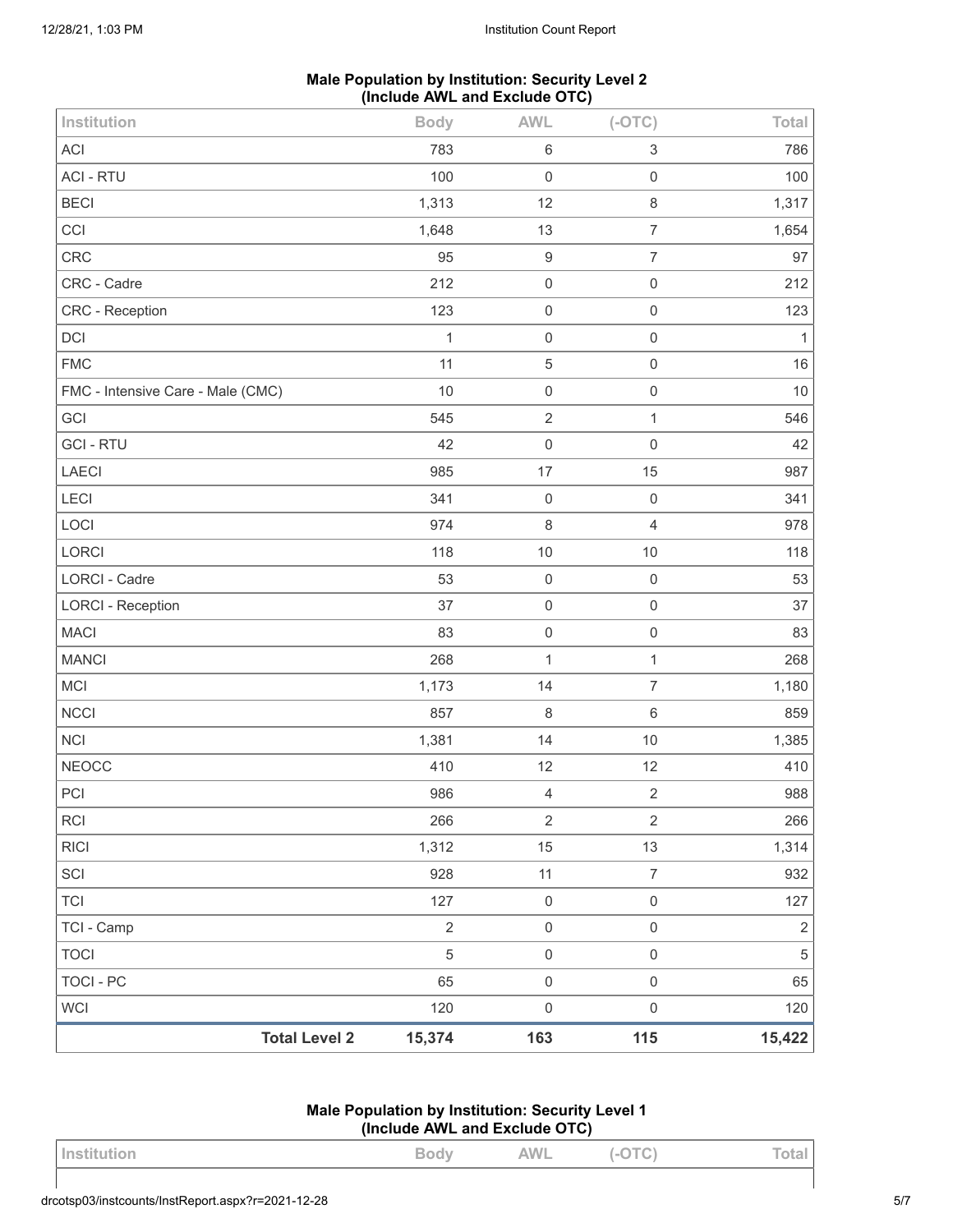### Male Population by Institution: Security Level 2
### (Include AWL and Exclude OTC)

| Institution | Body | AWL | (-OTC) | Total |
|---|---|---|---|---|
| ACI | 783 | 6 | 3 | 786 |
| ACI - RTU | 100 | 0 | 0 | 100 |
| BECI | 1,313 | 12 | 8 | 1,317 |
| CCI | 1,648 | 13 | 7 | 1,654 |
| CRC | 95 | 9 | 7 | 97 |
| CRC - Cadre | 212 | 0 | 0 | 212 |
| CRC - Reception | 123 | 0 | 0 | 123 |
| DCI | 1 | 0 | 0 | 1 |
| FMC | 11 | 5 | 0 | 16 |
| FMC - Intensive Care - Male (CMC) | 10 | 0 | 0 | 10 |
| GCI | 545 | 2 | 1 | 546 |
| GCI - RTU | 42 | 0 | 0 | 42 |
| LAECI | 985 | 17 | 15 | 987 |
| LECI | 341 | 0 | 0 | 341 |
| LOCI | 974 | 8 | 4 | 978 |
| LORCI | 118 | 10 | 10 | 118 |
| LORCI - Cadre | 53 | 0 | 0 | 53 |
| LORCI - Reception | 37 | 0 | 0 | 37 |
| MACI | 83 | 0 | 0 | 83 |
| MANCI | 268 | 1 | 1 | 268 |
| MCI | 1,173 | 14 | 7 | 1,180 |
| NCCI | 857 | 8 | 6 | 859 |
| NCI | 1,381 | 14 | 10 | 1,385 |
| NEOCC | 410 | 12 | 12 | 410 |
| PCI | 986 | 4 | 2 | 988 |
| RCI | 266 | 2 | 2 | 266 |
| RICI | 1,312 | 15 | 13 | 1,314 |
| SCI | 928 | 11 | 7 | 932 |
| TCI | 127 | 0 | 0 | 127 |
| TCI - Camp | 2 | 0 | 0 | 2 |
| TOCI | 5 | 0 | 0 | 5 |
| TOCI - PC | 65 | 0 | 0 | 65 |
| WCI | 120 | 0 | 0 | 120 |
| **Total Level 2** | **15,374** | **163** | **115** | **15,422** |

### Male Population by Institution: Security Level 1
### (Include AWL and Exclude OTC)

| Institution | Body | AWL | (-OTC) | Total |
|---|---|---|---|---|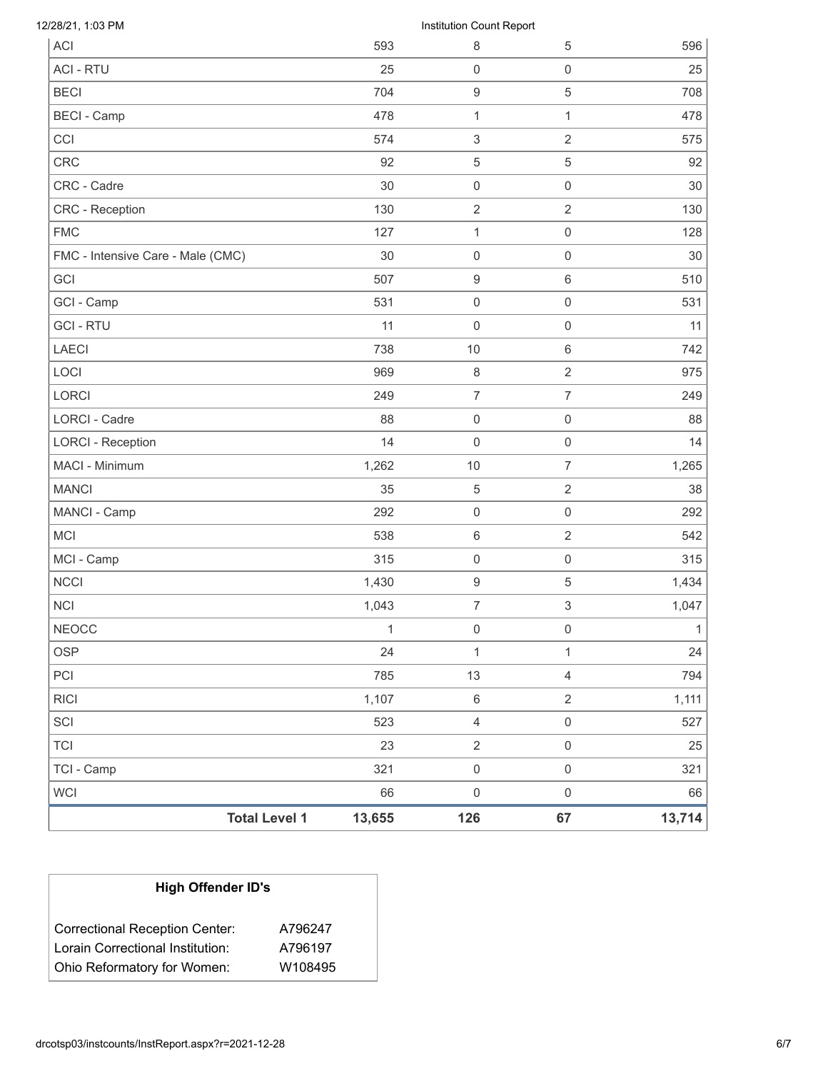| | | | | |
|---|---|---|---|---|
| ACI | 593 | 8 | 5 | 596 |
| ACI - RTU | 25 | 0 | 0 | 25 |
| BECI | 704 | 9 | 5 | 708 |
| BECI - Camp | 478 | 1 | 1 | 478 |
| CCI | 574 | 3 | 2 | 575 |
| CRC | 92 | 5 | 5 | 92 |
| CRC - Cadre | 30 | 0 | 0 | 30 |
| CRC - Reception | 130 | 2 | 2 | 130 |
| FMC | 127 | 1 | 0 | 128 |
| FMC - Intensive Care - Male (CMC) | 30 | 0 | 0 | 30 |
| GCI | 507 | 9 | 6 | 510 |
| GCI - Camp | 531 | 0 | 0 | 531 |
| GCI - RTU | 11 | 0 | 0 | 11 |
| LAECI | 738 | 10 | 6 | 742 |
| LOCI | 969 | 8 | 2 | 975 |
| LORCI | 249 | 7 | 7 | 249 |
| LORCI - Cadre | 88 | 0 | 0 | 88 |
| LORCI - Reception | 14 | 0 | 0 | 14 |
| MACI - Minimum | 1,262 | 10 | 7 | 1,265 |
| MANCI | 35 | 5 | 2 | 38 |
| MANCI - Camp | 292 | 0 | 0 | 292 |
| MCI | 538 | 6 | 2 | 542 |
| MCI - Camp | 315 | 0 | 0 | 315 |
| NCCI | 1,430 | 9 | 5 | 1,434 |
| NCI | 1,043 | 7 | 3 | 1,047 |
| NEOCC | 1 | 0 | 0 | 1 |
| OSP | 24 | 1 | 1 | 24 |
| PCI | 785 | 13 | 4 | 794 |
| RICI | 1,107 | 6 | 2 | 1,111 |
| SCI | 523 | 4 | 0 | 527 |
| TCI | 23 | 2 | 0 | 25 |
| TCI - Camp | 321 | 0 | 0 | 321 |
| WCI | 66 | 0 | 0 | 66 |
| **Total Level 1** | **13,655** | **126** | **67** | **13,714** |

**High Offender ID's**

| | |
|---|---|
| Correctional Reception Center: | A796247 |
| Lorain Correctional Institution: | A796197 |
| Ohio Reformatory for Women: | W108495 |